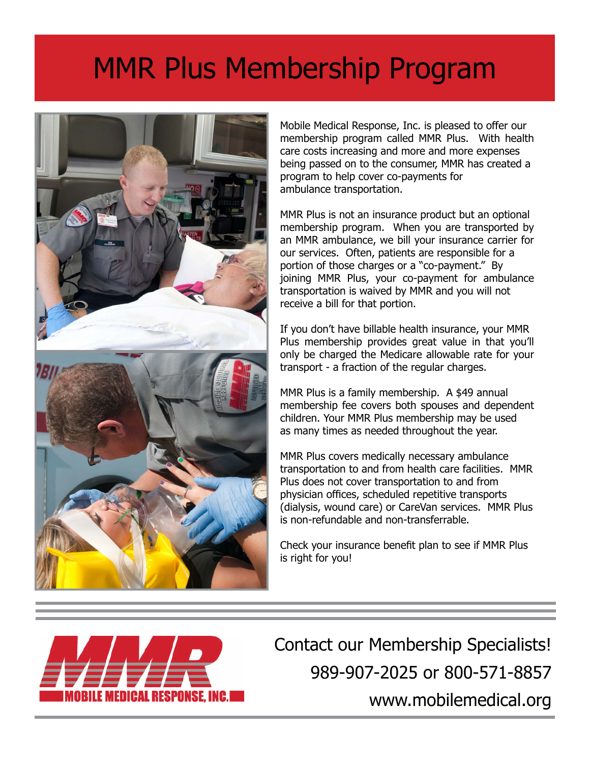# MMR Plus Membership Program

Mobile Medical Response, Inc. is pleased to offer our membership program called MMR Plus. With health care costs increasing and more and more expenses being passed on to the consumer, MMR has created a program to help cover co-payments for ambulance transportation.

MMR Plus is not an insurance product but an optional membership program. When you are transported by an MMR ambulance, we bill your insurance carrier for our services. Often, patients are responsible for a portion of those charges or a "co-payment." By joining MMR Plus, your co-payment for ambulance transportation is waived by MMR and you will not receive a bill for that portion.

If you don't have billable health insurance, your MMR Plus membership provides great value in that you'll only be charged the Medicare allowable rate for your transport - a fraction of the regular charges.

MMR Plus is a family membership. A $49 annual membership fee covers both spouses and dependent children. Your MMR Plus membership may be used as many times as needed throughout the year.

MMR Plus covers medically necessary ambulance transportation to and from health care facilities. MMR Plus does not cover transportation to and from physician offices, scheduled repetitive transports (dialysis, wound care) or CareVan services. MMR Plus is non-refundable and non-transferrable.

Check your insurance benefit plan to see if MMR Plus is right for you!

MMR

MOBILE MEDICAL RESPONSE, INC.

Contact our Membership Specialists!

989-907-2025 or 800-571-8857

www.mobilemedical.org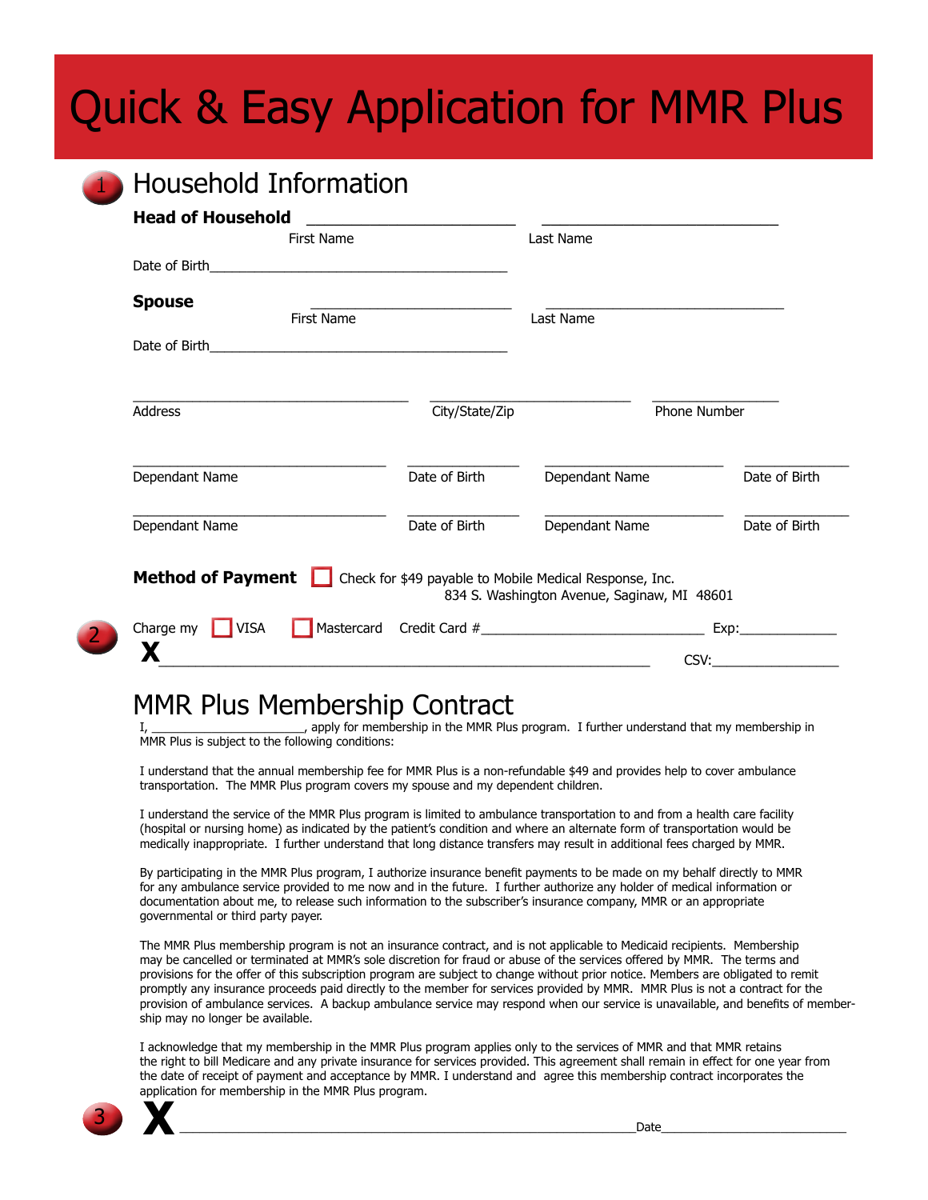# Quick & Easy Application for MMR Plus

## 1 Household Information

**Head of Household** ________________________ ____________________________

First Name Last Name

Date of Birth_______________________________________

**Spouse** ________________________ ____________________________

First Name Last Name

Date of Birth_______________________________________

____________________________________ __________________________ ________________

Address City/State/Zip Phone Number

_________________________________ ______________ _______________________ _____________

Dependant Name Date of Birth Dependant Name Date of Birth

_________________________________ ______________ _______________________ _____________

Dependant Name Date of Birth Dependant Name Date of Birth

## 2

**Method of Payment** ☐ Check for $49 payable to Mobile Medical Response, Inc.
834 S. Washington Avenue, Saginaw, MI 48601

Charge my ☐ VISA ☐ Mastercard Credit Card #_____________________________ Exp:_____________

**X**_______________________________________________________________ CSV:________________

## MMR Plus Membership Contract

I, ______________________, apply for membership in the MMR Plus program. I further understand that my membership in MMR Plus is subject to the following conditions:

I understand that the annual membership fee for MMR Plus is a non-refundable $49 and provides help to cover ambulance transportation. The MMR Plus program covers my spouse and my dependent children.

I understand the service of the MMR Plus program is limited to ambulance transportation to and from a health care facility (hospital or nursing home) as indicated by the patient's condition and where an alternate form of transportation would be medically inappropriate. I further understand that long distance transfers may result in additional fees charged by MMR.

By participating in the MMR Plus program, I authorize insurance benefit payments to be made on my behalf directly to MMR for any ambulance service provided to me now and in the future. I further authorize any holder of medical information or documentation about me, to release such information to the subscriber's insurance company, MMR or an appropriate governmental or third party payer.

The MMR Plus membership program is not an insurance contract, and is not applicable to Medicaid recipients. Membership may be cancelled or terminated at MMR's sole discretion for fraud or abuse of the services offered by MMR. The terms and provisions for the offer of this subscription program are subject to change without prior notice. Members are obligated to remit promptly any insurance proceeds paid directly to the member for services provided by MMR. MMR Plus is not a contract for the provision of ambulance services. A backup ambulance service may respond when our service is unavailable, and benefits of membership may no longer be available.

I acknowledge that my membership in the MMR Plus program applies only to the services of MMR and that MMR retains the right to bill Medicare and any private insurance for services provided. This agreement shall remain in effect for one year from the date of receipt of payment and acceptance by MMR. I understand and agree this membership contract incorporates the application for membership in the MMR Plus program.

## 3

**X**___________________________________________________________Date_________________________